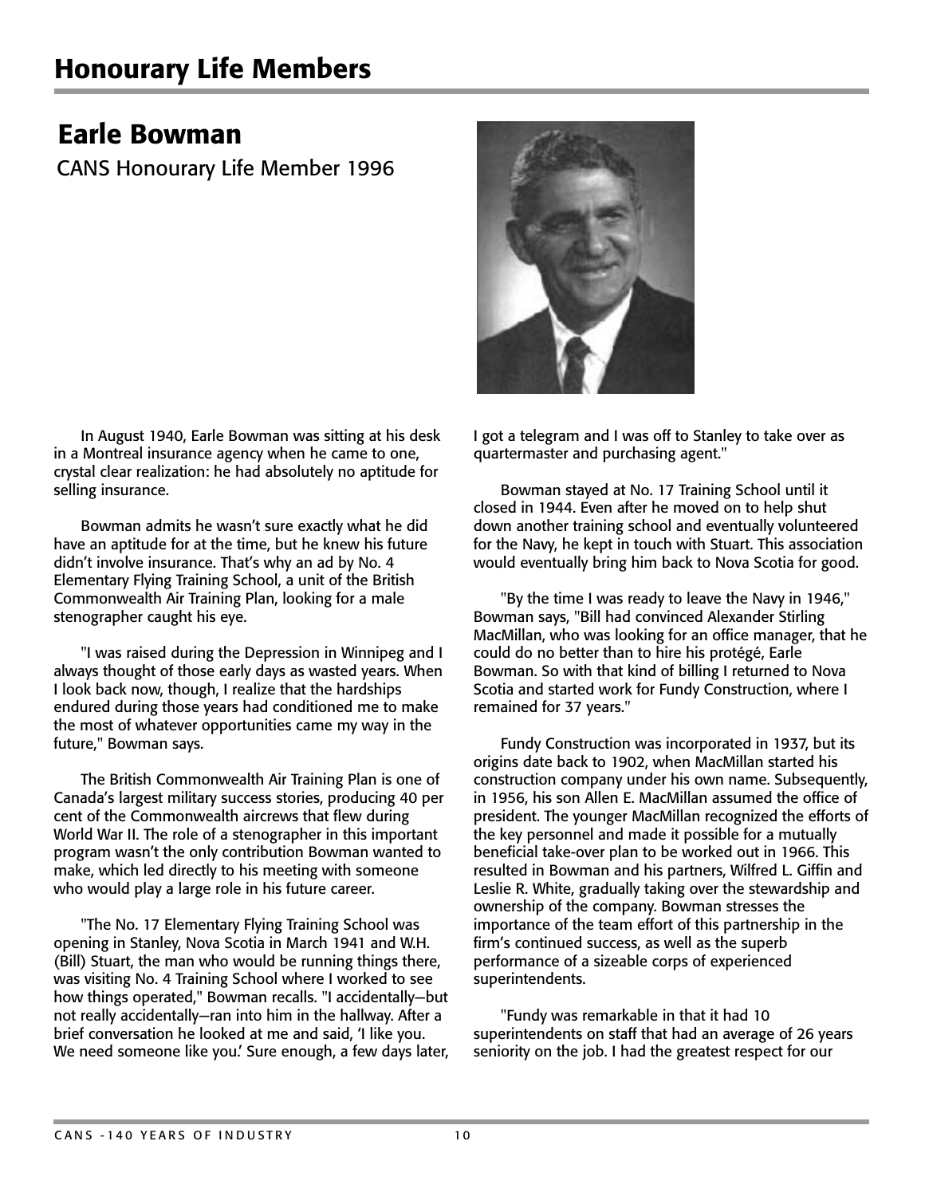# Honourary Life Members

## Earle Bowman

CANS Honourary Life Member 1996

In August 1940, Earle Bowman was sitting at his desk in a Montreal insurance agency when he came to one, crystal clear realization: he had absolutely no aptitude for selling insurance.

Bowman admits he wasn't sure exactly what he did have an aptitude for at the time, but he knew his future didn't involve insurance. That's why an ad by No. 4 Elementary Flying Training School, a unit of the British Commonwealth Air Training Plan, looking for a male stenographer caught his eye.

"I was raised during the Depression in Winnipeg and I always thought of those early days as wasted years. When I look back now, though, I realize that the hardships endured during those years had conditioned me to make the most of whatever opportunities came my way in the future," Bowman says.

The British Commonwealth Air Training Plan is one of Canada's largest military success stories, producing 40 per cent of the Commonwealth aircrews that flew during World War II. The role of a stenographer in this important program wasn't the only contribution Bowman wanted to make, which led directly to his meeting with someone who would play a large role in his future career.

"The No. 17 Elementary Flying Training School was opening in Stanley, Nova Scotia in March 1941 and W.H. (Bill) Stuart, the man who would be running things there, was visiting No. 4 Training School where I worked to see how things operated," Bowman recalls. "I accidentally—but not really accidentally—ran into him in the hallway. After a brief conversation he looked at me and said, 'I like you. We need someone like you.' Sure enough, a few days later, I got a telegram and I was off to Stanley to take over as quartermaster and purchasing agent."

Bowman stayed at No. 17 Training School until it closed in 1944. Even after he moved on to help shut down another training school and eventually volunteered for the Navy, he kept in touch with Stuart. This association would eventually bring him back to Nova Scotia for good.

"By the time I was ready to leave the Navy in 1946," Bowman says, "Bill had convinced Alexander Stirling MacMillan, who was looking for an office manager, that he could do no better than to hire his protégé, Earle Bowman. So with that kind of billing I returned to Nova Scotia and started work for Fundy Construction, where I remained for 37 years."

Fundy Construction was incorporated in 1937, but its origins date back to 1902, when MacMillan started his construction company under his own name. Subsequently, in 1956, his son Allen E. MacMillan assumed the office of president. The younger MacMillan recognized the efforts of the key personnel and made it possible for a mutually beneficial take-over plan to be worked out in 1966. This resulted in Bowman and his partners, Wilfred L. Giffin and Leslie R. White, gradually taking over the stewardship and ownership of the company. Bowman stresses the importance of the team effort of this partnership in the firm's continued success, as well as the superb performance of a sizeable corps of experienced superintendents.

"Fundy was remarkable in that it had 10 superintendents on staff that had an average of 26 years seniority on the job. I had the greatest respect for our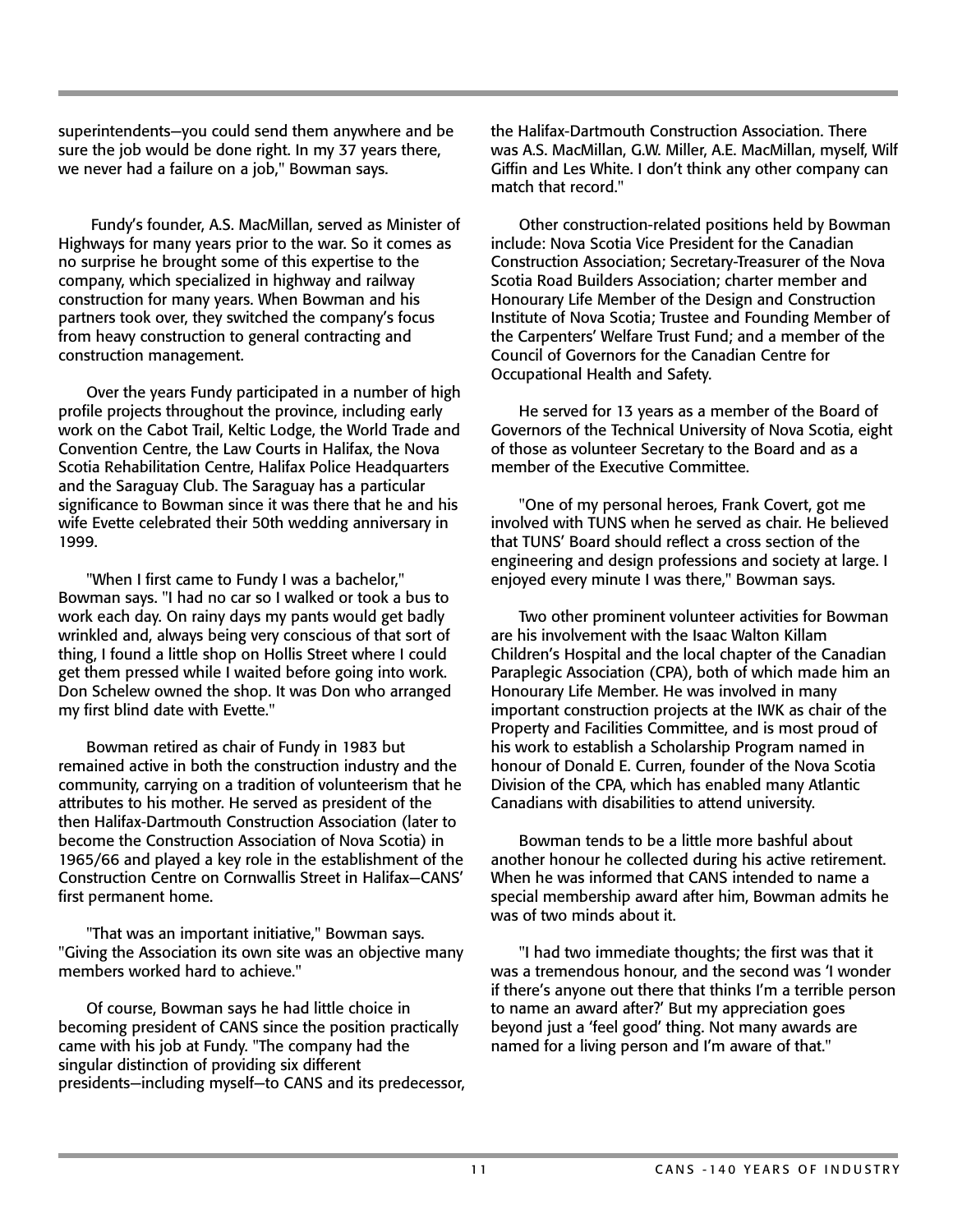superintendents—you could send them anywhere and be sure the job would be done right. In my 37 years there, we never had a failure on a job," Bowman says.

Fundy's founder, A.S. MacMillan, served as Minister of Highways for many years prior to the war. So it comes as no surprise he brought some of this expertise to the company, which specialized in highway and railway construction for many years. When Bowman and his partners took over, they switched the company's focus from heavy construction to general contracting and construction management.

Over the years Fundy participated in a number of high profile projects throughout the province, including early work on the Cabot Trail, Keltic Lodge, the World Trade and Convention Centre, the Law Courts in Halifax, the Nova Scotia Rehabilitation Centre, Halifax Police Headquarters and the Saraguay Club. The Saraguay has a particular significance to Bowman since it was there that he and his wife Evette celebrated their 50th wedding anniversary in 1999.

"When I first came to Fundy I was a bachelor," Bowman says. "I had no car so I walked or took a bus to work each day. On rainy days my pants would get badly wrinkled and, always being very conscious of that sort of thing, I found a little shop on Hollis Street where I could get them pressed while I waited before going into work. Don Schelew owned the shop. It was Don who arranged my first blind date with Evette."

Bowman retired as chair of Fundy in 1983 but remained active in both the construction industry and the community, carrying on a tradition of volunteerism that he attributes to his mother. He served as president of the then Halifax-Dartmouth Construction Association (later to become the Construction Association of Nova Scotia) in 1965/66 and played a key role in the establishment of the Construction Centre on Cornwallis Street in Halifax—CANS' first permanent home.

"That was an important initiative," Bowman says. "Giving the Association its own site was an objective many members worked hard to achieve."

Of course, Bowman says he had little choice in becoming president of CANS since the position practically came with his job at Fundy. "The company had the singular distinction of providing six different presidents—including myself—to CANS and its predecessor, the Halifax-Dartmouth Construction Association. There was A.S. MacMillan, G.W. Miller, A.E. MacMillan, myself, Wilf Giffin and Les White. I don't think any other company can match that record."

Other construction-related positions held by Bowman include: Nova Scotia Vice President for the Canadian Construction Association; Secretary-Treasurer of the Nova Scotia Road Builders Association; charter member and Honourary Life Member of the Design and Construction Institute of Nova Scotia; Trustee and Founding Member of the Carpenters' Welfare Trust Fund; and a member of the Council of Governors for the Canadian Centre for Occupational Health and Safety.

He served for 13 years as a member of the Board of Governors of the Technical University of Nova Scotia, eight of those as volunteer Secretary to the Board and as a member of the Executive Committee.

"One of my personal heroes, Frank Covert, got me involved with TUNS when he served as chair. He believed that TUNS' Board should reflect a cross section of the engineering and design professions and society at large. I enjoyed every minute I was there," Bowman says.

Two other prominent volunteer activities for Bowman are his involvement with the Isaac Walton Killam Children's Hospital and the local chapter of the Canadian Paraplegic Association (CPA), both of which made him an Honourary Life Member. He was involved in many important construction projects at the IWK as chair of the Property and Facilities Committee, and is most proud of his work to establish a Scholarship Program named in honour of Donald E. Curren, founder of the Nova Scotia Division of the CPA, which has enabled many Atlantic Canadians with disabilities to attend university.

Bowman tends to be a little more bashful about another honour he collected during his active retirement. When he was informed that CANS intended to name a special membership award after him, Bowman admits he was of two minds about it.

"I had two immediate thoughts; the first was that it was a tremendous honour, and the second was 'I wonder if there's anyone out there that thinks I'm a terrible person to name an award after?' But my appreciation goes beyond just a 'feel good' thing. Not many awards are named for a living person and I'm aware of that."